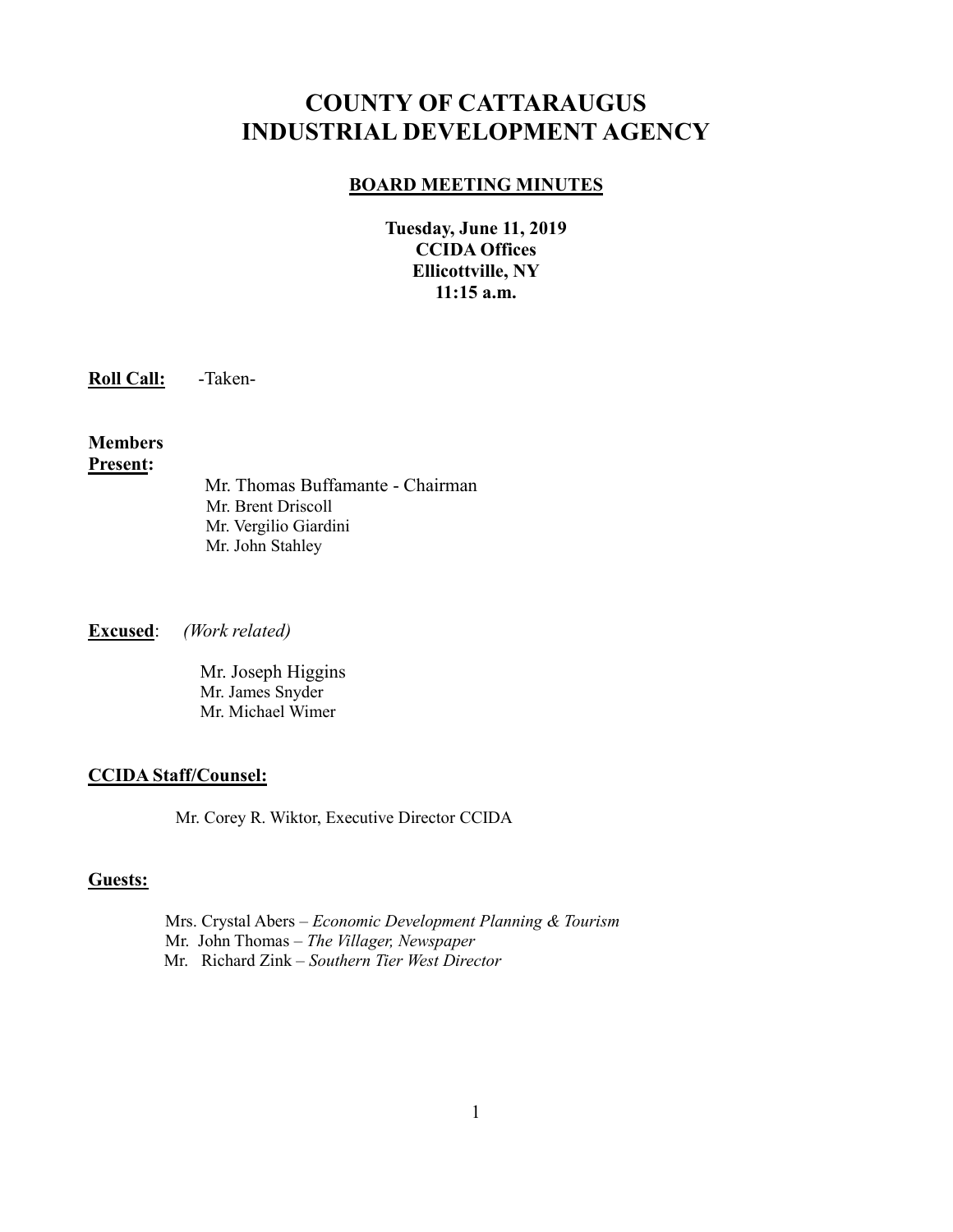# COUNTY OF CATTARAUGUS INDUSTRIAL DEVELOPMENT AGENCY

## BOARD MEETING MINUTES

**Tuesday, June 11, 2019**
**CCIDA Offices**
**Ellicottville, NY**
**11:15 a.m.**

**Roll Call:** -Taken-

**Members Present:**

Mr. Thomas Buffamante - Chairman
Mr. Brent Driscoll
Mr. Vergilio Giardini
Mr. John Stahley

**Excused**: *(Work related)*

Mr. Joseph Higgins
Mr. James Snyder
Mr. Michael Wimer

**CCIDA Staff/Counsel:**

Mr. Corey R. Wiktor, Executive Director CCIDA

**Guests:**

Mrs. Crystal Abers – *Economic Development Planning & Tourism*
Mr. John Thomas – *The Villager, Newspaper*
Mr. Richard Zink – *Southern Tier West Director*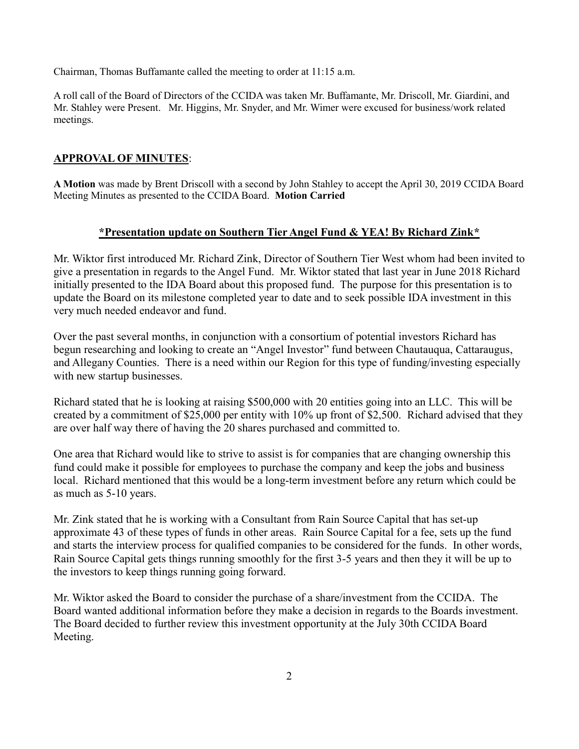Chairman, Thomas Buffamante called the meeting to order at 11:15 a.m.

A roll call of the Board of Directors of the CCIDA was taken Mr. Buffamante, Mr. Driscoll, Mr. Giardini, and Mr. Stahley were Present. Mr. Higgins, Mr. Snyder, and Mr. Wimer were excused for business/work related meetings.

## APPROVAL OF MINUTES:

**A Motion** was made by Brent Driscoll with a second by John Stahley to accept the April 30, 2019 CCIDA Board Meeting Minutes as presented to the CCIDA Board. **Motion Carried**

## *Presentation update on Southern Tier Angel Fund & YEA! By Richard Zink*

Mr. Wiktor first introduced Mr. Richard Zink, Director of Southern Tier West whom had been invited to give a presentation in regards to the Angel Fund. Mr. Wiktor stated that last year in June 2018 Richard initially presented to the IDA Board about this proposed fund. The purpose for this presentation is to update the Board on its milestone completed year to date and to seek possible IDA investment in this very much needed endeavor and fund.

Over the past several months, in conjunction with a consortium of potential investors Richard has begun researching and looking to create an "Angel Investor" fund between Chautauqua, Cattaraugus, and Allegany Counties. There is a need within our Region for this type of funding/investing especially with new startup businesses.

Richard stated that he is looking at raising $500,000 with 20 entities going into an LLC. This will be created by a commitment of $25,000 per entity with 10% up front of $2,500. Richard advised that they are over half way there of having the 20 shares purchased and committed to.

One area that Richard would like to strive to assist is for companies that are changing ownership this fund could make it possible for employees to purchase the company and keep the jobs and business local. Richard mentioned that this would be a long-term investment before any return which could be as much as 5-10 years.

Mr. Zink stated that he is working with a Consultant from Rain Source Capital that has set-up approximate 43 of these types of funds in other areas. Rain Source Capital for a fee, sets up the fund and starts the interview process for qualified companies to be considered for the funds. In other words, Rain Source Capital gets things running smoothly for the first 3-5 years and then they it will be up to the investors to keep things running going forward.

Mr. Wiktor asked the Board to consider the purchase of a share/investment from the CCIDA. The Board wanted additional information before they make a decision in regards to the Boards investment. The Board decided to further review this investment opportunity at the July 30th CCIDA Board Meeting.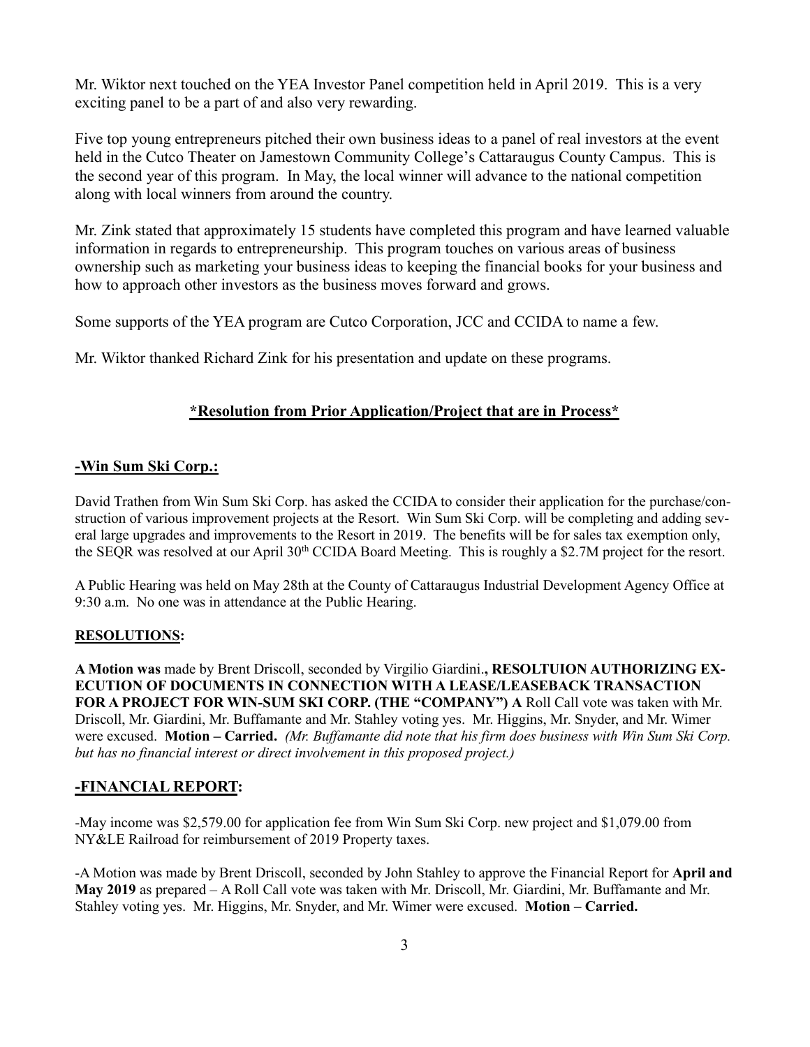Mr. Wiktor next touched on the YEA Investor Panel competition held in April 2019. This is a very exciting panel to be a part of and also very rewarding.

Five top young entrepreneurs pitched their own business ideas to a panel of real investors at the event held in the Cutco Theater on Jamestown Community College's Cattaraugus County Campus. This is the second year of this program. In May, the local winner will advance to the national competition along with local winners from around the country.

Mr. Zink stated that approximately 15 students have completed this program and have learned valuable information in regards to entrepreneurship. This program touches on various areas of business ownership such as marketing your business ideas to keeping the financial books for your business and how to approach other investors as the business moves forward and grows.

Some supports of the YEA program are Cutco Corporation, JCC and CCIDA to name a few.

Mr. Wiktor thanked Richard Zink for his presentation and update on these programs.

## **\*Resolution from Prior Application/Project that are in Process\***

### **-Win Sum Ski Corp.:**

David Trathen from Win Sum Ski Corp. has asked the CCIDA to consider their application for the purchase/construction of various improvement projects at the Resort. Win Sum Ski Corp. will be completing and adding several large upgrades and improvements to the Resort in 2019. The benefits will be for sales tax exemption only, the SEQR was resolved at our April 30th CCIDA Board Meeting. This is roughly a $2.7M project for the resort.

A Public Hearing was held on May 28th at the County of Cattaraugus Industrial Development Agency Office at 9:30 a.m. No one was in attendance at the Public Hearing.

#### **RESOLUTIONS:**

**A Motion was** made by Brent Driscoll, seconded by Virgilio Giardini**., RESOLTUION AUTHORIZING EXECUTION OF DOCUMENTS IN CONNECTION WITH A LEASE/LEASEBACK TRANSACTION FOR A PROJECT FOR WIN-SUM SKI CORP. (THE "COMPANY") A** Roll Call vote was taken with Mr. Driscoll, Mr. Giardini, Mr. Buffamante and Mr. Stahley voting yes. Mr. Higgins, Mr. Snyder, and Mr. Wimer were excused. **Motion – Carried.** *(Mr. Buffamante did note that his firm does business with Win Sum Ski Corp. but has no financial interest or direct involvement in this proposed project.)*

### **-FINANCIAL REPORT:**

-May income was $2,579.00 for application fee from Win Sum Ski Corp. new project and $1,079.00 from NY&LE Railroad for reimbursement of 2019 Property taxes.

-A Motion was made by Brent Driscoll, seconded by John Stahley to approve the Financial Report for **April and May 2019** as prepared – A Roll Call vote was taken with Mr. Driscoll, Mr. Giardini, Mr. Buffamante and Mr. Stahley voting yes. Mr. Higgins, Mr. Snyder, and Mr. Wimer were excused. **Motion – Carried.**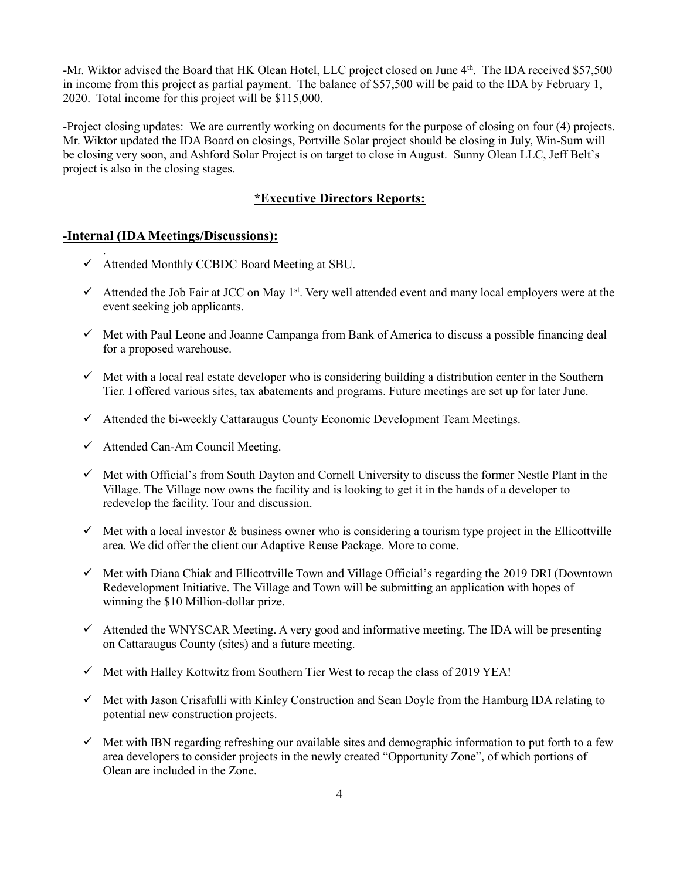-Mr. Wiktor advised the Board that HK Olean Hotel, LLC project closed on June 4th. The IDA received $57,500 in income from this project as partial payment. The balance of $57,500 will be paid to the IDA by February 1, 2020. Total income for this project will be $115,000.

-Project closing updates: We are currently working on documents for the purpose of closing on four (4) projects. Mr. Wiktor updated the IDA Board on closings, Portville Solar project should be closing in July, Win-Sum will be closing very soon, and Ashford Solar Project is on target to close in August. Sunny Olean LLC, Jeff Belt's project is also in the closing stages.

## **\*Executive Directors Reports:**

### **-Internal (IDA Meetings/Discussions):**

- ✓ Attended Monthly CCBDC Board Meeting at SBU.
- ✓ Attended the Job Fair at JCC on May 1st. Very well attended event and many local employers were at the event seeking job applicants.
- ✓ Met with Paul Leone and Joanne Campanga from Bank of America to discuss a possible financing deal for a proposed warehouse.
- ✓ Met with a local real estate developer who is considering building a distribution center in the Southern Tier. I offered various sites, tax abatements and programs. Future meetings are set up for later June.
- ✓ Attended the bi-weekly Cattaraugus County Economic Development Team Meetings.
- ✓ Attended Can-Am Council Meeting.
- ✓ Met with Official's from South Dayton and Cornell University to discuss the former Nestle Plant in the Village. The Village now owns the facility and is looking to get it in the hands of a developer to redevelop the facility. Tour and discussion.
- ✓ Met with a local investor & business owner who is considering a tourism type project in the Ellicottville area. We did offer the client our Adaptive Reuse Package. More to come.
- ✓ Met with Diana Chiak and Ellicottville Town and Village Official's regarding the 2019 DRI (Downtown Redevelopment Initiative. The Village and Town will be submitting an application with hopes of winning the $10 Million-dollar prize.
- ✓ Attended the WNYSCAR Meeting. A very good and informative meeting. The IDA will be presenting on Cattaraugus County (sites) and a future meeting.
- ✓ Met with Halley Kottwitz from Southern Tier West to recap the class of 2019 YEA!
- ✓ Met with Jason Crisafulli with Kinley Construction and Sean Doyle from the Hamburg IDA relating to potential new construction projects.
- ✓ Met with IBN regarding refreshing our available sites and demographic information to put forth to a few area developers to consider projects in the newly created "Opportunity Zone", of which portions of Olean are included in the Zone.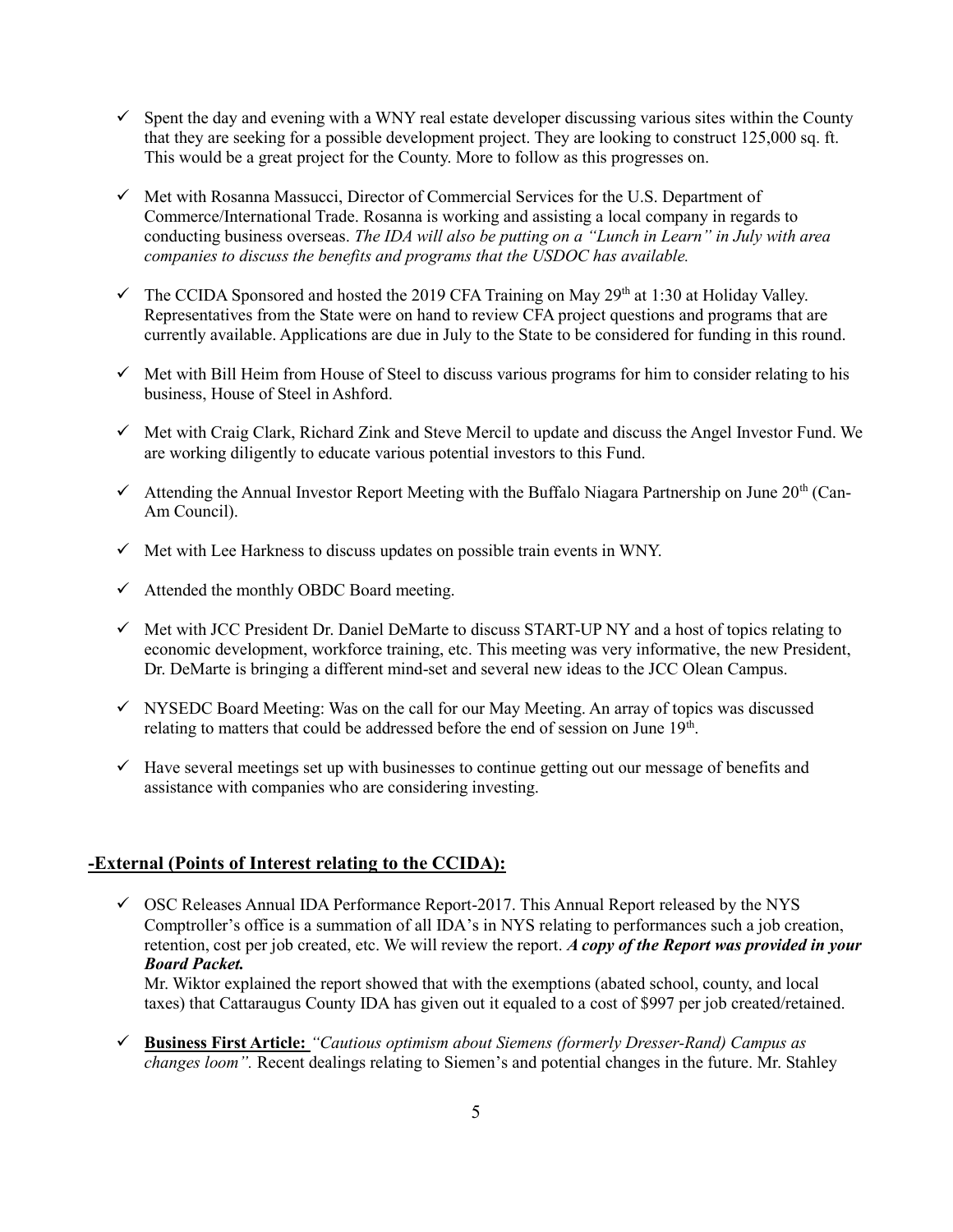- ✓ Spent the day and evening with a WNY real estate developer discussing various sites within the County that they are seeking for a possible development project. They are looking to construct 125,000 sq. ft. This would be a great project for the County. More to follow as this progresses on.

- ✓ Met with Rosanna Massucci, Director of Commercial Services for the U.S. Department of Commerce/International Trade. Rosanna is working and assisting a local company in regards to conducting business overseas. *The IDA will also be putting on a "Lunch in Learn" in July with area companies to discuss the benefits and programs that the USDOC has available.*

- ✓ The CCIDA Sponsored and hosted the 2019 CFA Training on May 29th at 1:30 at Holiday Valley. Representatives from the State were on hand to review CFA project questions and programs that are currently available. Applications are due in July to the State to be considered for funding in this round.

- ✓ Met with Bill Heim from House of Steel to discuss various programs for him to consider relating to his business, House of Steel in Ashford.

- ✓ Met with Craig Clark, Richard Zink and Steve Mercil to update and discuss the Angel Investor Fund. We are working diligently to educate various potential investors to this Fund.

- ✓ Attending the Annual Investor Report Meeting with the Buffalo Niagara Partnership on June 20th (Can-Am Council).

- ✓ Met with Lee Harkness to discuss updates on possible train events in WNY.

- ✓ Attended the monthly OBDC Board meeting.

- ✓ Met with JCC President Dr. Daniel DeMarte to discuss START-UP NY and a host of topics relating to economic development, workforce training, etc. This meeting was very informative, the new President, Dr. DeMarte is bringing a different mind-set and several new ideas to the JCC Olean Campus.

- ✓ NYSEDC Board Meeting: Was on the call for our May Meeting. An array of topics was discussed relating to matters that could be addressed before the end of session on June 19th.

- ✓ Have several meetings set up with businesses to continue getting out our message of benefits and assistance with companies who are considering investing.

## -External (Points of Interest relating to the CCIDA):

- ✓ OSC Releases Annual IDA Performance Report-2017. This Annual Report released by the NYS Comptroller's office is a summation of all IDA's in NYS relating to performances such a job creation, retention, cost per job created, etc. We will review the report. ***A copy of the Report was provided in your Board Packet.***

  Mr. Wiktor explained the report showed that with the exemptions (abated school, county, and local taxes) that Cattaraugus County IDA has given out it equaled to a cost of $997 per job created/retained.

- ✓ **Business First Article:** *"Cautious optimism about Siemens (formerly Dresser-Rand) Campus as changes loom".* Recent dealings relating to Siemen's and potential changes in the future. Mr. Stahley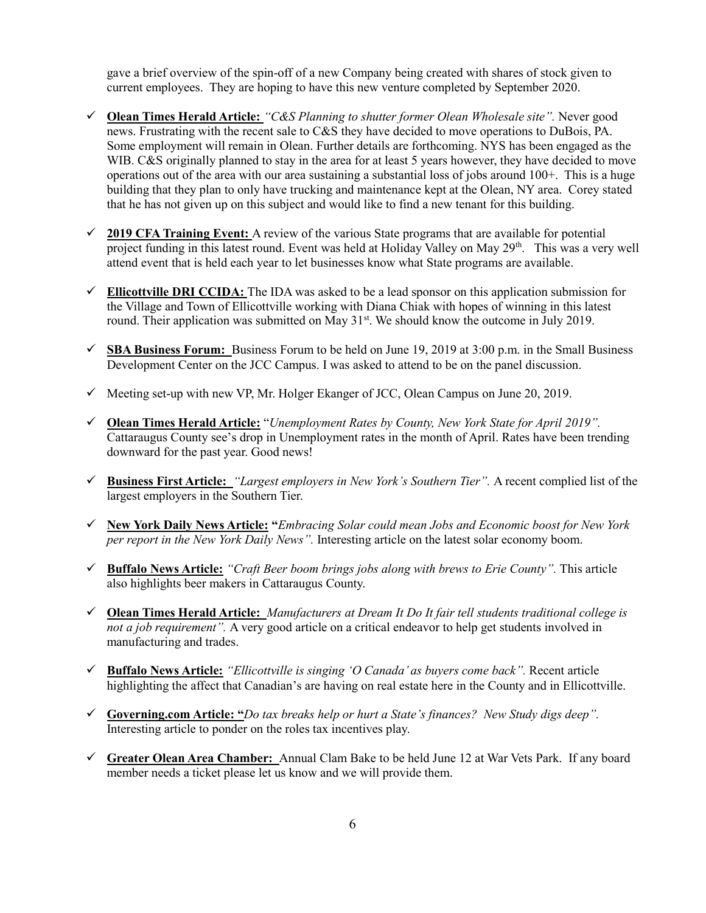gave a brief overview of the spin-off of a new Company being created with shares of stock given to current employees. They are hoping to have this new venture completed by September 2020.

- ✓ **Olean Times Herald Article:** *"C&S Planning to shutter former Olean Wholesale site".* Never good news. Frustrating with the recent sale to C&S they have decided to move operations to DuBois, PA. Some employment will remain in Olean. Further details are forthcoming. NYS has been engaged as the WIB. C&S originally planned to stay in the area for at least 5 years however, they have decided to move operations out of the area with our area sustaining a substantial loss of jobs around 100+. This is a huge building that they plan to only have trucking and maintenance kept at the Olean, NY area. Corey stated that he has not given up on this subject and would like to find a new tenant for this building.

- ✓ **2019 CFA Training Event:** A review of the various State programs that are available for potential project funding in this latest round. Event was held at Holiday Valley on May 29th. This was a very well attend event that is held each year to let businesses know what State programs are available.

- ✓ **Ellicottville DRI CCIDA:** The IDA was asked to be a lead sponsor on this application submission for the Village and Town of Ellicottville working with Diana Chiak with hopes of winning in this latest round. Their application was submitted on May 31st. We should know the outcome in July 2019.

- ✓ **SBA Business Forum:** Business Forum to be held on June 19, 2019 at 3:00 p.m. in the Small Business Development Center on the JCC Campus. I was asked to attend to be on the panel discussion.

- ✓ Meeting set-up with new VP, Mr. Holger Ekanger of JCC, Olean Campus on June 20, 2019.

- ✓ **Olean Times Herald Article:** "*Unemployment Rates by County, New York State for April 2019".* Cattaraugus County see's drop in Unemployment rates in the month of April. Rates have been trending downward for the past year. Good news!

- ✓ **Business First Article:** *"Largest employers in New York's Southern Tier".* A recent complied list of the largest employers in the Southern Tier.

- ✓ **New York Daily News Article: "***Embracing Solar could mean Jobs and Economic boost for New York per report in the New York Daily News".* Interesting article on the latest solar economy boom.

- ✓ **Buffalo News Article:** *"Craft Beer boom brings jobs along with brews to Erie County".* This article also highlights beer makers in Cattaraugus County.

- ✓ **Olean Times Herald Article:** *Manufacturers at Dream It Do It fair tell students traditional college is not a job requirement".* A very good article on a critical endeavor to help get students involved in manufacturing and trades.

- ✓ **Buffalo News Article:** *"Ellicottville is singing 'O Canada' as buyers come back".* Recent article highlighting the affect that Canadian's are having on real estate here in the County and in Ellicottville.

- ✓ **Governing.com Article: "***Do tax breaks help or hurt a State's finances? New Study digs deep".* Interesting article to ponder on the roles tax incentives play.

- ✓ **Greater Olean Area Chamber:** Annual Clam Bake to be held June 12 at War Vets Park. If any board member needs a ticket please let us know and we will provide them.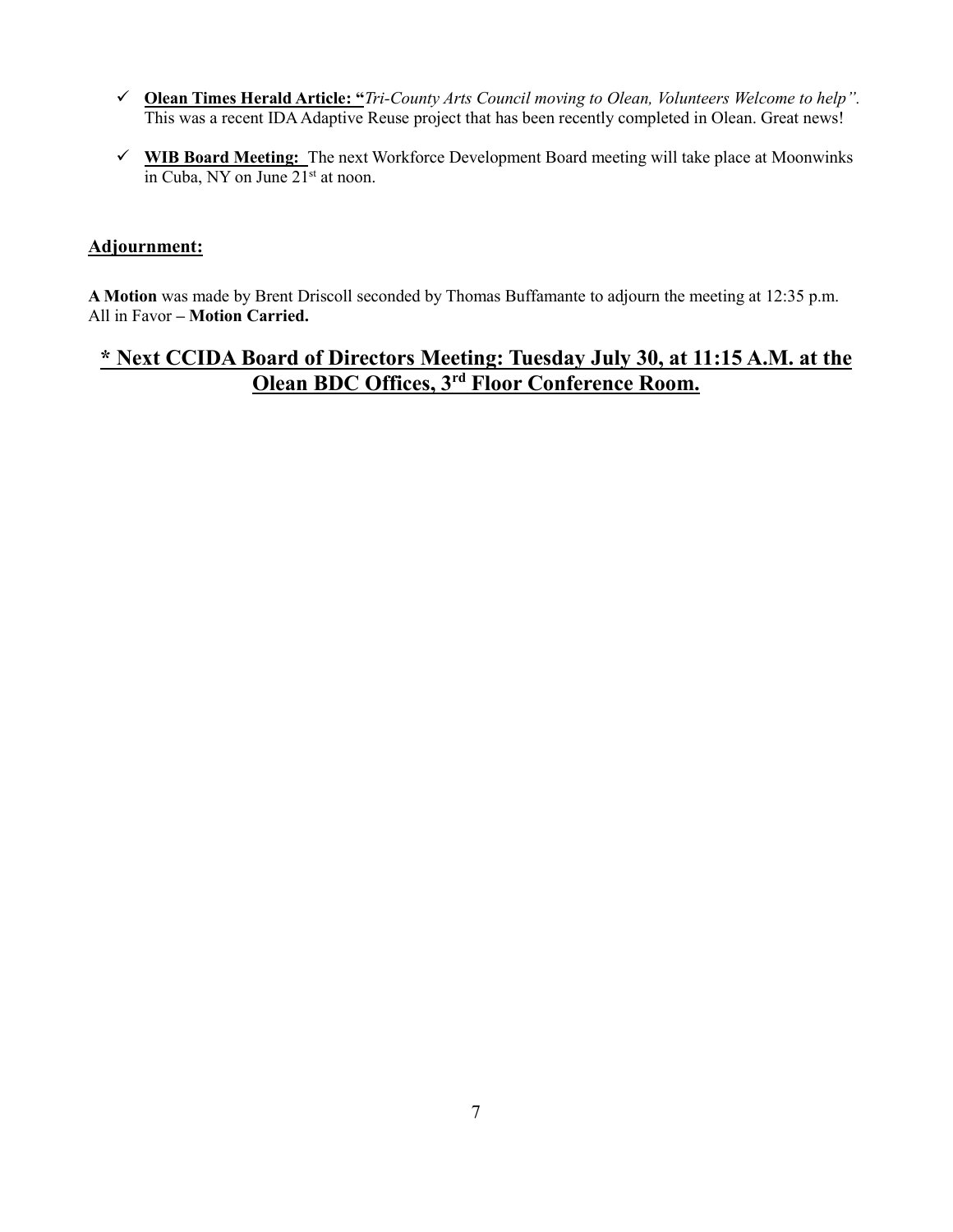- ✓ **Olean Times Herald Article: "***Tri-County Arts Council moving to Olean, Volunteers Welcome to help"*. This was a recent IDA Adaptive Reuse project that has been recently completed in Olean. Great news!
- ✓ **WIB Board Meeting:** The next Workforce Development Board meeting will take place at Moonwinks in Cuba, NY on June 21st at noon.

## Adjournment:

**A Motion** was made by Brent Driscoll seconded by Thomas Buffamante to adjourn the meeting at 12:35 p.m. All in Favor – **Motion Carried.**

## * Next CCIDA Board of Directors Meeting: Tuesday July 30, at 11:15 A.M. at the Olean BDC Offices, 3rd Floor Conference Room.